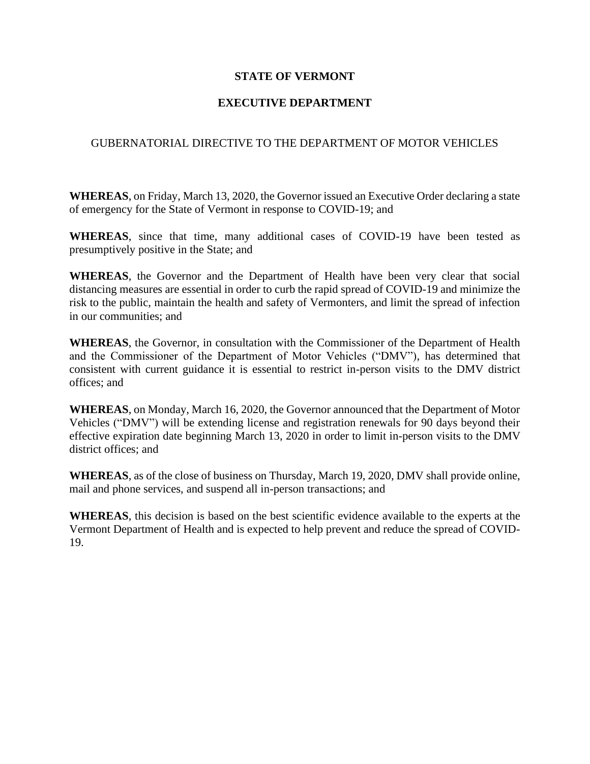**STATE OF VERMONT**

**EXECUTIVE DEPARTMENT**

GUBERNATORIAL DIRECTIVE TO THE DEPARTMENT OF MOTOR VEHICLES

**WHEREAS**, on Friday, March 13, 2020, the Governor issued an Executive Order declaring a state of emergency for the State of Vermont in response to COVID-19; and

**WHEREAS**, since that time, many additional cases of COVID-19 have been tested as presumptively positive in the State; and

**WHEREAS**, the Governor and the Department of Health have been very clear that social distancing measures are essential in order to curb the rapid spread of COVID-19 and minimize the risk to the public, maintain the health and safety of Vermonters, and limit the spread of infection in our communities; and

**WHEREAS**, the Governor, in consultation with the Commissioner of the Department of Health and the Commissioner of the Department of Motor Vehicles ("DMV"), has determined that consistent with current guidance it is essential to restrict in-person visits to the DMV district offices; and

**WHEREAS**, on Monday, March 16, 2020, the Governor announced that the Department of Motor Vehicles ("DMV") will be extending license and registration renewals for 90 days beyond their effective expiration date beginning March 13, 2020 in order to limit in-person visits to the DMV district offices; and

**WHEREAS**, as of the close of business on Thursday, March 19, 2020, DMV shall provide online, mail and phone services, and suspend all in-person transactions; and

**WHEREAS**, this decision is based on the best scientific evidence available to the experts at the Vermont Department of Health and is expected to help prevent and reduce the spread of COVID-19.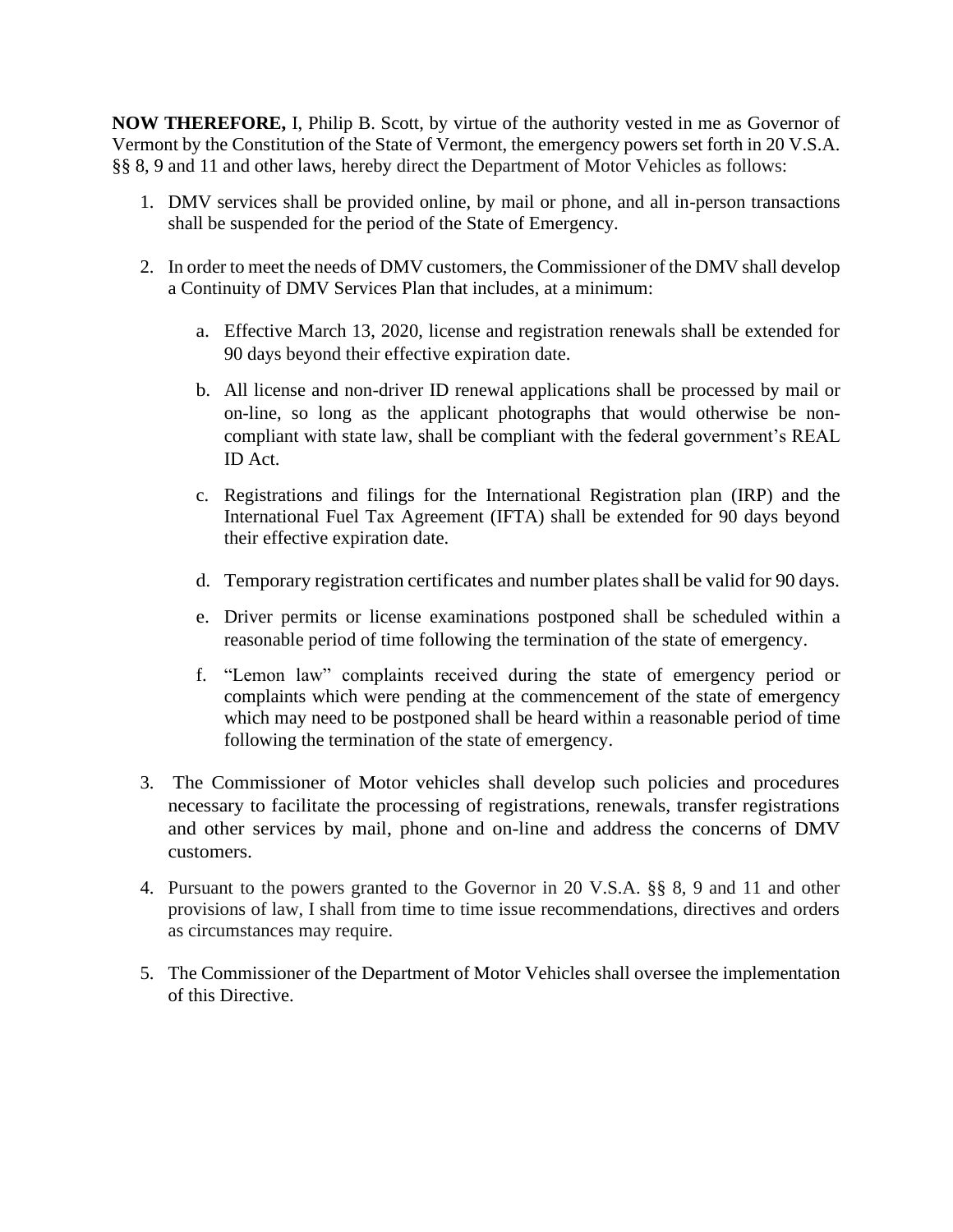**NOW THEREFORE,** I, Philip B. Scott, by virtue of the authority vested in me as Governor of Vermont by the Constitution of the State of Vermont, the emergency powers set forth in 20 V.S.A. §§ 8, 9 and 11 and other laws, hereby direct the Department of Motor Vehicles as follows:

1. DMV services shall be provided online, by mail or phone, and all in-person transactions shall be suspended for the period of the State of Emergency.

2. In order to meet the needs of DMV customers, the Commissioner of the DMV shall develop a Continuity of DMV Services Plan that includes, at a minimum:

    a. Effective March 13, 2020, license and registration renewals shall be extended for 90 days beyond their effective expiration date.

    b. All license and non-driver ID renewal applications shall be processed by mail or on-line, so long as the applicant photographs that would otherwise be non-compliant with state law, shall be compliant with the federal government's REAL ID Act.

    c. Registrations and filings for the International Registration plan (IRP) and the International Fuel Tax Agreement (IFTA) shall be extended for 90 days beyond their effective expiration date.

    d. Temporary registration certificates and number plates shall be valid for 90 days.

    e. Driver permits or license examinations postponed shall be scheduled within a reasonable period of time following the termination of the state of emergency.

    f. "Lemon law" complaints received during the state of emergency period or complaints which were pending at the commencement of the state of emergency which may need to be postponed shall be heard within a reasonable period of time following the termination of the state of emergency.

3. The Commissioner of Motor vehicles shall develop such policies and procedures necessary to facilitate the processing of registrations, renewals, transfer registrations and other services by mail, phone and on-line and address the concerns of DMV customers.

4. Pursuant to the powers granted to the Governor in 20 V.S.A. §§ 8, 9 and 11 and other provisions of law, I shall from time to time issue recommendations, directives and orders as circumstances may require.

5. The Commissioner of the Department of Motor Vehicles shall oversee the implementation of this Directive.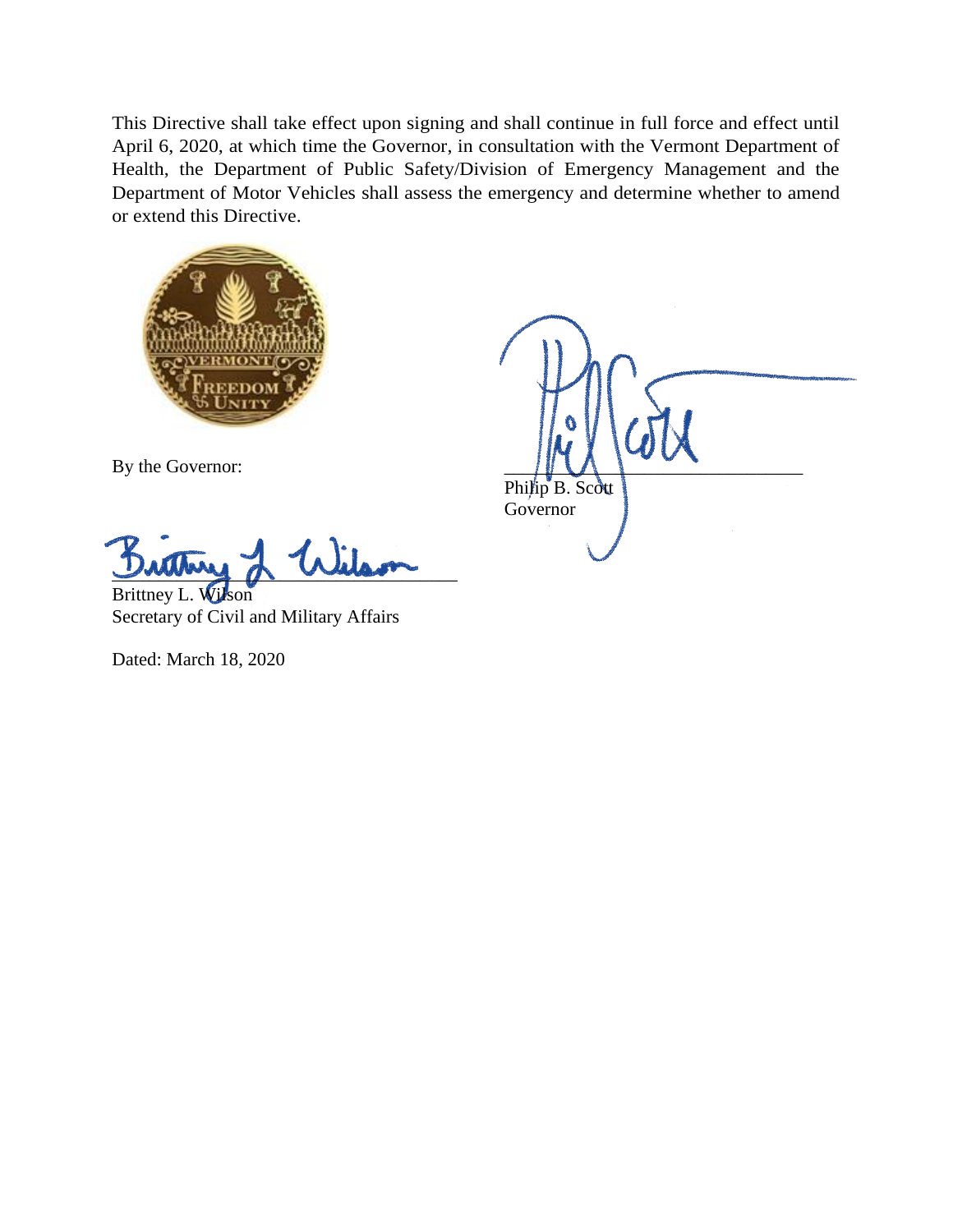This Directive shall take effect upon signing and shall continue in full force and effect until April 6, 2020, at which time the Governor, in consultation with the Vermont Department of Health, the Department of Public Safety/Division of Emergency Management and the Department of Motor Vehicles shall assess the emergency and determine whether to amend or extend this Directive.

By the Governor:

Philip B. Scott
Governor

Brittney L. Wilson
Secretary of Civil and Military Affairs

Dated: March 18, 2020